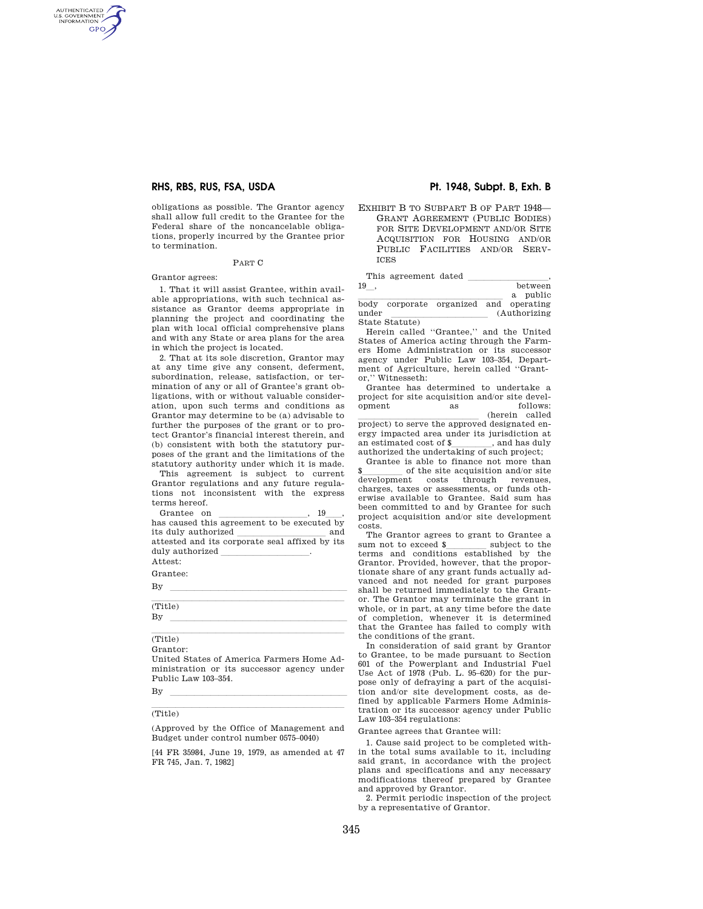obligations as possible. The Grantor agency shall allow full credit to the Grantee for the Federal share of the noncancelable obligations, properly incurred by the Grantee prior to termination.

PART C

Grantor agrees:

1. That it will assist Grantee, within available appropriations, with such technical assistance as Grantor deems appropriate in planning the project and coordinating the plan with local official comprehensive plans and with any State or area plans for the area in which the project is located.

2. That at its sole discretion, Grantor may at any time give any consent, deferment, subordination, release, satisfaction, or termination of any or all of Grantee's grant obligations, with or without valuable consideration, upon such terms and conditions as Grantor may determine to be (a) advisable to further the purposes of the grant or to protect Grantor's financial interest therein, and (b) consistent with both the statutory purposes of the grant and the limitations of the statutory authority under which it is made.

This agreement is subject to current Grantor regulations and any future regulations not inconsistent with the express terms hereof.

Grantee on \_\_\_\_\_\_\_\_\_\_\_\_\_\_\_\_\_\_, 19\_\_\_, has caused this agreement to be executed by its duly authorized \_\_\_\_\_\_\_\_\_\_\_\_\_\_\_\_\_\_ and attested and its corporate seal affixed by its duly authorized \_\_\_\_\_\_\_\_\_\_\_\_\_\_\_\_\_\_.

Attest:

Grantee:

By \_\_\_\_\_\_\_\_\_\_\_\_\_\_\_\_\_\_\_\_\_\_\_\_\_\_\_\_\_\_\_\_\_\_\_\_

\_\_\_\_\_\_\_\_\_\_\_\_\_\_\_\_\_\_\_\_\_\_\_\_\_\_\_\_\_\_\_\_\_\_\_\_\_\_

(Title)

By \_\_\_\_\_\_\_\_\_\_\_\_\_\_\_\_\_\_\_\_\_\_\_\_\_\_\_\_\_\_\_\_\_\_\_\_

\_\_\_\_\_\_\_\_\_\_\_\_\_\_\_\_\_\_\_\_\_\_\_\_\_\_\_\_\_\_\_\_\_\_\_\_\_\_

(Title)

Grantor:

United States of America Farmers Home Administration or its successor agency under Public Law 103–354.

By \_\_\_\_\_\_\_\_\_\_\_\_\_\_\_\_\_\_\_\_\_\_\_\_\_\_\_\_\_\_\_\_\_\_\_\_

\_\_\_\_\_\_\_\_\_\_\_\_\_\_\_\_\_\_\_\_\_\_\_\_\_\_\_\_\_\_\_\_\_\_\_\_\_\_

(Title)

(Approved by the Office of Management and Budget under control number 0575–0040)

[44 FR 35984, June 19, 1979, as amended at 47 FR 745, Jan. 7, 1982]

## EXHIBIT B TO SUBPART B OF PART 1948—GRANT AGREEMENT (PUBLIC BODIES) FOR SITE DEVELOPMENT AND/OR SITE ACQUISITION FOR HOUSING AND/OR PUBLIC FACILITIES AND/OR SERVICES

This agreement dated \_\_\_\_\_\_\_\_\_\_\_\_\_\_\_\_\_\_, 19\_\_, between \_\_\_\_\_\_\_\_\_\_\_\_\_\_\_\_\_\_\_\_\_\_\_\_\_\_\_\_ a public body corporate organized and operating under \_\_\_\_\_\_\_\_\_\_\_\_\_\_\_\_\_\_\_\_\_\_\_ (Authorizing State Statute)

Herein called "Grantee," and the United States of America acting through the Farmers Home Administration or its successor agency under Public Law 103–354, Department of Agriculture, herein called "Grantor," Witnesseth:

Grantee has determined to undertake a project for site acquisition and/or site development as follows: \_\_\_\_\_\_\_\_\_\_\_\_\_\_\_\_\_\_\_\_\_\_\_\_\_\_\_ (herein called project) to serve the approved designated energy impacted area under its jurisdiction at an estimated cost of $\_\_\_\_\_\_\_\_\_, and has duly authorized the undertaking of such project;

Grantee is able to finance not more than $\_\_\_\_\_\_\_\_\_ of the site acquisition and/or site development costs through revenues, charges, taxes or assessments, or funds otherwise available to Grantee. Said sum has been committed to and by Grantee for such project acquisition and/or site development costs.

The Grantor agrees to grant to Grantee a sum not to exceed $\_\_\_\_\_\_\_\_\_ subject to the terms and conditions established by the Grantor. Provided, however, that the proportionate share of any grant funds actually advanced and not needed for grant purposes shall be returned immediately to the Grantor. The Grantor may terminate the grant in whole, or in part, at any time before the date of completion, whenever it is determined that the Grantee has failed to comply with the conditions of the grant.

In consideration of said grant by Grantor to Grantee, to be made pursuant to Section 601 of the Powerplant and Industrial Fuel Use Act of 1978 (Pub. L. 95–620) for the purpose only of defraying a part of the acquisition and/or site development costs, as defined by applicable Farmers Home Administration or its successor agency under Public Law 103–354 regulations:

Grantee agrees that Grantee will:

1. Cause said project to be completed within the total sums available to it, including said grant, in accordance with the project plans and specifications and any necessary modifications thereof prepared by Grantee and approved by Grantor.

2. Permit periodic inspection of the project by a representative of Grantor.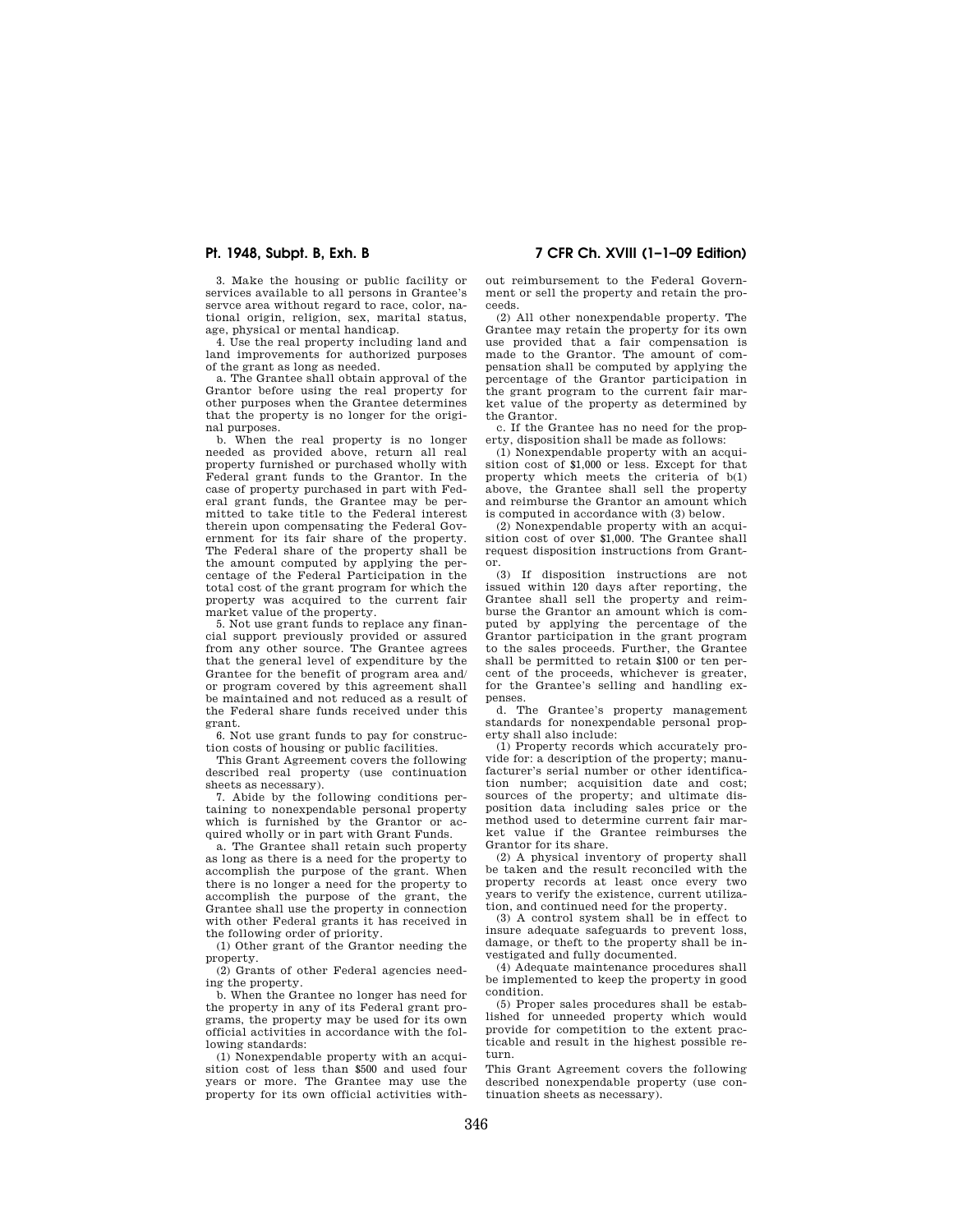3. Make the housing or public facility or services available to all persons in Grantee's servce area without regard to race, color, national origin, religion, sex, marital status, age, physical or mental handicap.

4. Use the real property including land and land improvements for authorized purposes of the grant as long as needed.

a. The Grantee shall obtain approval of the Grantor before using the real property for other purposes when the Grantee determines that the property is no longer for the original purposes.

b. When the real property is no longer needed as provided above, return all real property furnished or purchased wholly with Federal grant funds to the Grantor. In the case of property purchased in part with Federal grant funds, the Grantee may be permitted to take title to the Federal interest therein upon compensating the Federal Government for its fair share of the property. The Federal share of the property shall be the amount computed by applying the percentage of the Federal Participation in the total cost of the grant program for which the property was acquired to the current fair market value of the property.

5. Not use grant funds to replace any financial support previously provided or assured from any other source. The Grantee agrees that the general level of expenditure by the Grantee for the benefit of program area and/or program covered by this agreement shall be maintained and not reduced as a result of the Federal share funds received under this grant.

6. Not use grant funds to pay for construction costs of housing or public facilities.

This Grant Agreement covers the following described real property (use continuation sheets as necessary).

7. Abide by the following conditions pertaining to nonexpendable personal property which is furnished by the Grantor or acquired wholly or in part with Grant Funds.

a. The Grantee shall retain such property as long as there is a need for the property to accomplish the purpose of the grant. When there is no longer a need for the property to accomplish the purpose of the grant, the Grantee shall use the property in connection with other Federal grants it has received in the following order of priority.

(1) Other grant of the Grantor needing the property.

(2) Grants of other Federal agencies needing the property.

b. When the Grantee no longer has need for the property in any of its Federal grant programs, the property may be used for its own official activities in accordance with the following standards:

(1) Nonexpendable property with an acquisition cost of less than $500 and used four years or more. The Grantee may use the property for its own official activities without reimbursement to the Federal Government or sell the property and retain the proceeds.

(2) All other nonexpendable property. The Grantee may retain the property for its own use provided that a fair compensation is made to the Grantor. The amount of compensation shall be computed by applying the percentage of the Grantor participation in the grant program to the current fair market value of the property as determined by the Grantor.

c. If the Grantee has no need for the property, disposition shall be made as follows:

(1) Nonexpendable property with an acquisition cost of $1,000 or less. Except for that property which meets the criteria of b(1) above, the Grantee shall sell the property and reimburse the Grantor an amount which is computed in accordance with (3) below.

(2) Nonexpendable property with an acquisition cost of over $1,000. The Grantee shall request disposition instructions from Grantor.

(3) If disposition instructions are not issued within 120 days after reporting, the Grantee shall sell the property and reimburse the Grantor an amount which is computed by applying the percentage of the Grantor participation in the grant program to the sales proceeds. Further, the Grantee shall be permitted to retain $100 or ten percent of the proceeds, whichever is greater, for the Grantee's selling and handling expenses.

d. The Grantee's property management standards for nonexpendable personal property shall also include:

(1) Property records which accurately provide for: a description of the property; manufacturer's serial number or other identification number; acquisition date and cost; sources of the property; and ultimate disposition data including sales price or the method used to determine current fair market value if the Grantee reimburses the Grantor for its share.

(2) A physical inventory of property shall be taken and the result reconciled with the property records at least once every two years to verify the existence, current utilization, and continued need for the property.

(3) A control system shall be in effect to insure adequate safeguards to prevent loss, damage, or theft to the property shall be investigated and fully documented.

(4) Adequate maintenance procedures shall be implemented to keep the property in good condition.

(5) Proper sales procedures shall be established for unneeded property which would provide for competition to the extent practicable and result in the highest possible return.

This Grant Agreement covers the following described nonexpendable property (use continuation sheets as necessary).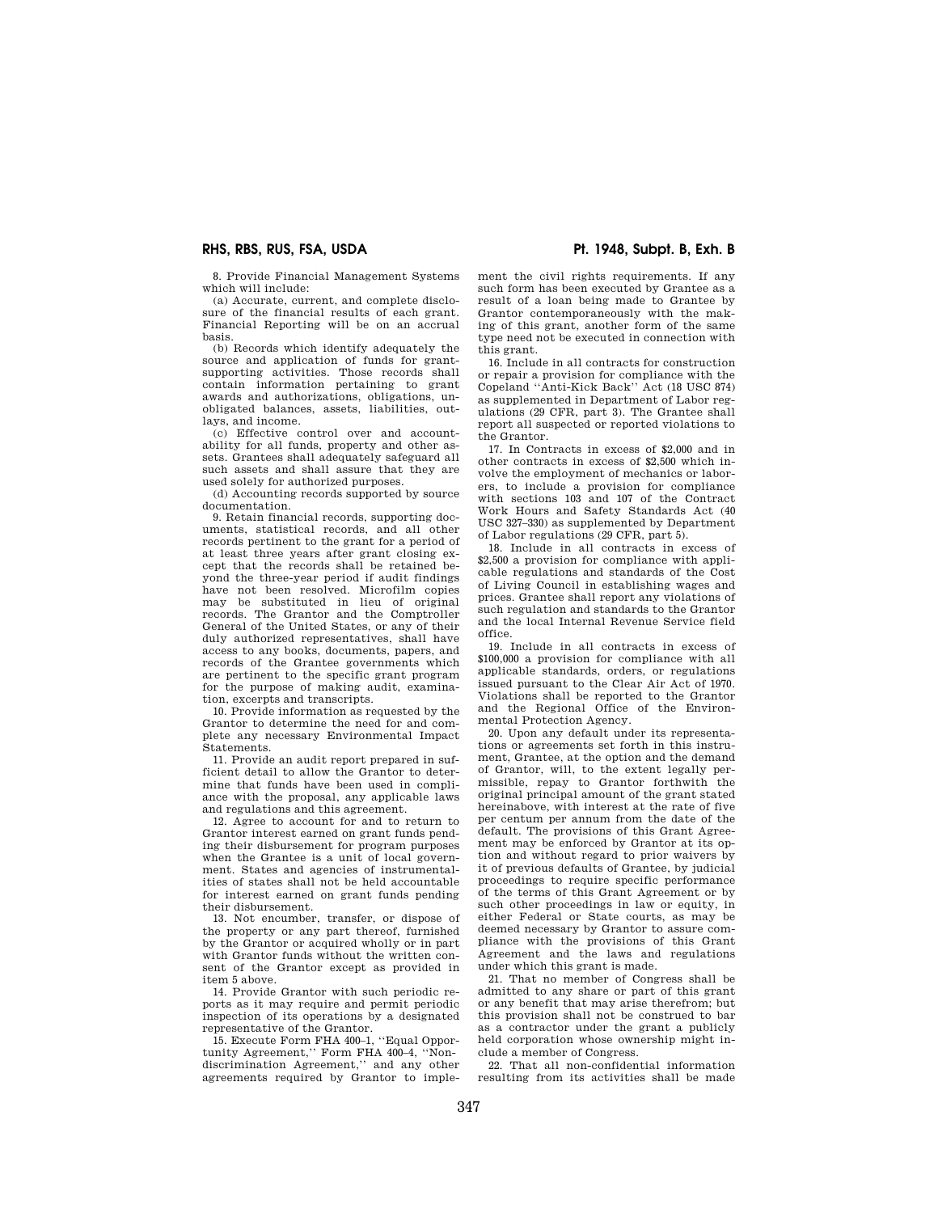8. Provide Financial Management Systems which will include:

(a) Accurate, current, and complete disclosure of the financial results of each grant. Financial Reporting will be on an accrual basis.

(b) Records which identify adequately the source and application of funds for grant-supporting activities. Those records shall contain information pertaining to grant awards and authorizations, obligations, unobligated balances, assets, liabilities, outlays, and income.

(c) Effective control over and accountability for all funds, property and other assets. Grantees shall adequately safeguard all such assets and shall assure that they are used solely for authorized purposes.

(d) Accounting records supported by source documentation.

9. Retain financial records, supporting documents, statistical records, and all other records pertinent to the grant for a period of at least three years after grant closing except that the records shall be retained beyond the three-year period if audit findings have not been resolved. Microfilm copies may be substituted in lieu of original records. The Grantor and the Comptroller General of the United States, or any of their duly authorized representatives, shall have access to any books, documents, papers, and records of the Grantee governments which are pertinent to the specific grant program for the purpose of making audit, examination, excerpts and transcripts.

10. Provide information as requested by the Grantor to determine the need for and complete any necessary Environmental Impact Statements.

11. Provide an audit report prepared in sufficient detail to allow the Grantor to determine that funds have been used in compliance with the proposal, any applicable laws and regulations and this agreement.

12. Agree to account for and to return to Grantor interest earned on grant funds pending their disbursement for program purposes when the Grantee is a unit of local government. States and agencies of instrumentalities of states shall not be held accountable for interest earned on grant funds pending their disbursement.

13. Not encumber, transfer, or dispose of the property or any part thereof, furnished by the Grantor or acquired wholly or in part with Grantor funds without the written consent of the Grantor except as provided in item 5 above.

14. Provide Grantor with such periodic reports as it may require and permit periodic inspection of its operations by a designated representative of the Grantor.

15. Execute Form FHA 400–1, ''Equal Opportunity Agreement,'' Form FHA 400–4, ''Nondiscrimination Agreement,'' and any other agreements required by Grantor to implement the civil rights requirements. If any such form has been executed by Grantee as a result of a loan being made to Grantee by Grantor contemporaneously with the making of this grant, another form of the same type need not be executed in connection with this grant.

16. Include in all contracts for construction or repair a provision for compliance with the Copeland ''Anti-Kick Back'' Act (18 USC 874) as supplemented in Department of Labor regulations (29 CFR, part 3). The Grantee shall report all suspected or reported violations to the Grantor.

17. In Contracts in excess of $2,000 and in other contracts in excess of $2,500 which involve the employment of mechanics or laborers, to include a provision for compliance with sections 103 and 107 of the Contract Work Hours and Safety Standards Act (40 USC 327–330) as supplemented by Department of Labor regulations (29 CFR, part 5).

18. Include in all contracts in excess of $2,500 a provision for compliance with applicable regulations and standards of the Cost of Living Council in establishing wages and prices. Grantee shall report any violations of such regulation and standards to the Grantor and the local Internal Revenue Service field office.

19. Include in all contracts in excess of $100,000 a provision for compliance with all applicable standards, orders, or regulations issued pursuant to the Clear Air Act of 1970. Violations shall be reported to the Grantor and the Regional Office of the Environmental Protection Agency.

20. Upon any default under its representations or agreements set forth in this instrument, Grantee, at the option and the demand of Grantor, will, to the extent legally permissible, repay to Grantor forthwith the original principal amount of the grant stated hereinabove, with interest at the rate of five per centum per annum from the date of the default. The provisions of this Grant Agreement may be enforced by Grantor at its option and without regard to prior waivers by it of previous defaults of Grantee, by judicial proceedings to require specific performance of the terms of this Grant Agreement or by such other proceedings in law or equity, in either Federal or State courts, as may be deemed necessary by Grantor to assure compliance with the provisions of this Grant Agreement and the laws and regulations under which this grant is made.

21. That no member of Congress shall be admitted to any share or part of this grant or any benefit that may arise therefrom; but this provision shall not be construed to bar as a contractor under the grant a publicly held corporation whose ownership might include a member of Congress.

22. That all non-confidential information resulting from its activities shall be made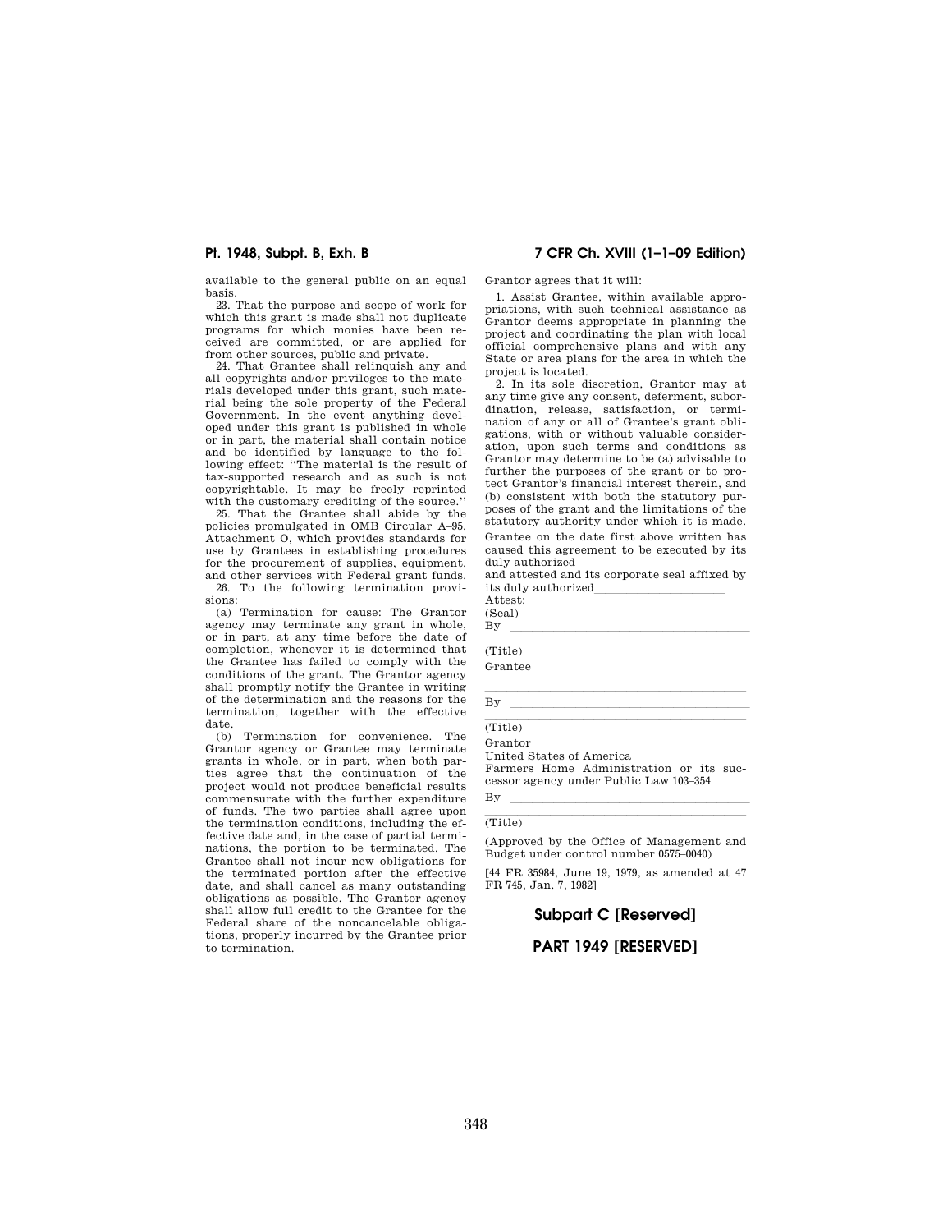available to the general public on an equal basis.

23. That the purpose and scope of work for which this grant is made shall not duplicate programs for which monies have been received are committed, or are applied for from other sources, public and private.

24. That Grantee shall relinquish any and all copyrights and/or privileges to the materials developed under this grant, such material being the sole property of the Federal Government. In the event anything developed under this grant is published in whole or in part, the material shall contain notice and be identified by language to the following effect: "The material is the result of tax-supported research and as such is not copyrightable. It may be freely reprinted with the customary crediting of the source."

25. That the Grantee shall abide by the policies promulgated in OMB Circular A–95, Attachment O, which provides standards for use by Grantees in establishing procedures for the procurement of supplies, equipment, and other services with Federal grant funds.

26. To the following termination provisions:

(a) Termination for cause: The Grantor agency may terminate any grant in whole, or in part, at any time before the date of completion, whenever it is determined that the Grantee has failed to comply with the conditions of the grant. The Grantor agency shall promptly notify the Grantee in writing of the determination and the reasons for the termination, together with the effective date.

(b) Termination for convenience. The Grantor agency or Grantee may terminate grants in whole, or in part, when both parties agree that the continuation of the project would not produce beneficial results commensurate with the further expenditure of funds. The two parties shall agree upon the termination conditions, including the effective date and, in the case of partial terminations, the portion to be terminated. The Grantee shall not incur new obligations for the terminated portion after the effective date, and shall cancel as many outstanding obligations as possible. The Grantor agency shall allow full credit to the Grantee for the Federal share of the noncancelable obligations, properly incurred by the Grantee prior to termination.

Grantor agrees that it will:

1. Assist Grantee, within available appropriations, with such technical assistance as Grantor deems appropriate in planning the project and coordinating the plan with local official comprehensive plans and with any State or area plans for the area in which the project is located.

2. In its sole discretion, Grantor may at any time give any consent, deferment, subordination, release, satisfaction, or termination of any or all of Grantee's grant obligations, with or without valuable consideration, upon such terms and conditions as Grantor may determine to be (a) advisable to further the purposes of the grant or to protect Grantor's financial interest therein, and (b) consistent with both the statutory purposes of the grant and the limitations of the statutory authority under which it is made.

Grantee on the date first above written has caused this agreement to be executed by its duly authorized\_\_\_\_\_\_\_\_\_\_\_\_\_\_\_\_\_\_\_\_
and attested and its corporate seal affixed by its duly authorized\_\_\_\_\_\_\_\_\_\_\_\_\_\_\_\_\_\_\_\_

Attest:

(Seal)

By \_\_\_\_\_\_\_\_\_\_\_\_\_\_\_\_\_\_\_\_\_\_\_\_\_\_\_\_\_\_\_\_\_\_\_\_\_\_

(Title)

Grantee

\_\_\_\_\_\_\_\_\_\_\_\_\_\_\_\_\_\_\_\_\_\_\_\_\_\_\_\_\_\_\_\_\_\_\_\_\_\_\_\_\_

By \_\_\_\_\_\_\_\_\_\_\_\_\_\_\_\_\_\_\_\_\_\_\_\_\_\_\_\_\_\_\_\_\_\_\_\_\_\_

\_\_\_\_\_\_\_\_\_\_\_\_\_\_\_\_\_\_\_\_\_\_\_\_\_\_\_\_\_\_\_\_\_\_\_\_\_\_\_\_\_

(Title)

Grantor

United States of America

Farmers Home Administration or its successor agency under Public Law 103–354

By \_\_\_\_\_\_\_\_\_\_\_\_\_\_\_\_\_\_\_\_\_\_\_\_\_\_\_\_\_\_\_\_\_\_\_\_\_\_

\_\_\_\_\_\_\_\_\_\_\_\_\_\_\_\_\_\_\_\_\_\_\_\_\_\_\_\_\_\_\_\_\_\_\_\_\_\_\_\_\_

(Title)

(Approved by the Office of Management and Budget under control number 0575–0040)

[44 FR 35984, June 19, 1979, as amended at 47 FR 745, Jan. 7, 1982]

## Subpart C [Reserved]

# PART 1949 [RESERVED]